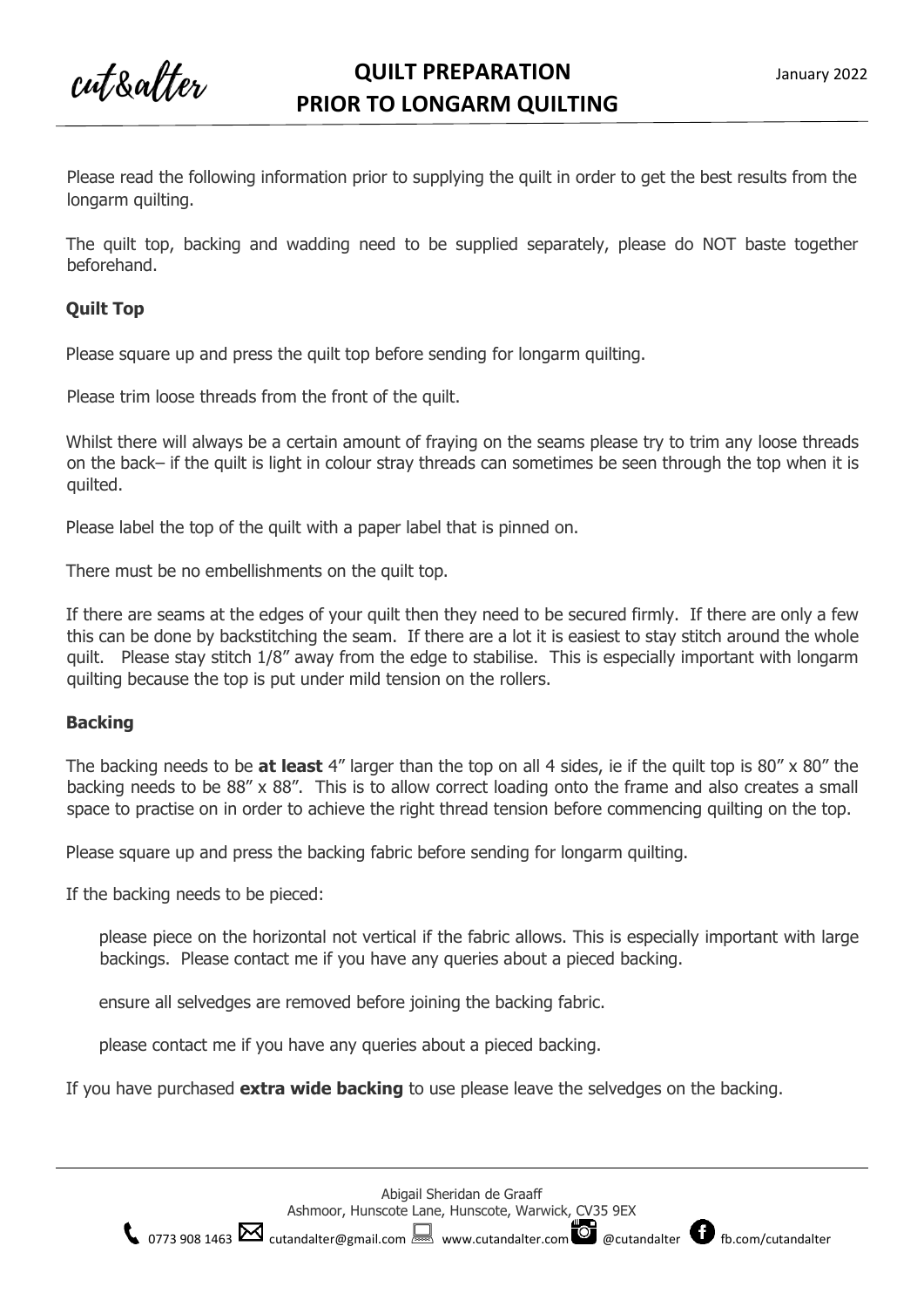# QUILT PREPARATION PRIOR TO LONGARM QUILTING

January 2022

Please read the following information prior to supplying the quilt in order to get the best results from the longarm quilting.

The quilt top, backing and wadding need to be supplied separately, please do NOT baste together beforehand.

## Quilt Top

Please square up and press the quilt top before sending for longarm quilting.

Please trim loose threads from the front of the quilt.

Whilst there will always be a certain amount of fraying on the seams please try to trim any loose threads on the back– if the quilt is light in colour stray threads can sometimes be seen through the top when it is quilted.

Please label the top of the quilt with a paper label that is pinned on.

There must be no embellishments on the quilt top.

If there are seams at the edges of your quilt then they need to be secured firmly. If there are only a few this can be done by backstitching the seam. If there are a lot it is easiest to stay stitch around the whole quilt. Please stay stitch 1/8" away from the edge to stabilise. This is especially important with longarm quilting because the top is put under mild tension on the rollers.

## Backing

The backing needs to be **at least** 4" larger than the top on all 4 sides, ie if the quilt top is 80" x 80" the backing needs to be 88" x 88". This is to allow correct loading onto the frame and also creates a small space to practise on in order to achieve the right thread tension before commencing quilting on the top.

Please square up and press the backing fabric before sending for longarm quilting.

If the backing needs to be pieced:

please piece on the horizontal not vertical if the fabric allows. This is especially important with large backings. Please contact me if you have any queries about a pieced backing.

ensure all selvedges are removed before joining the backing fabric.

please contact me if you have any queries about a pieced backing.

If you have purchased **extra wide backing** to use please leave the selvedges on the backing.

Abigail Sheridan de Graaff
Ashmoor, Hunscote Lane, Hunscote, Warwick, CV35 9EX
0773 908 1463 cutandalter@gmail.com www.cutandalter.com @cutandalter fb.com/cutandalter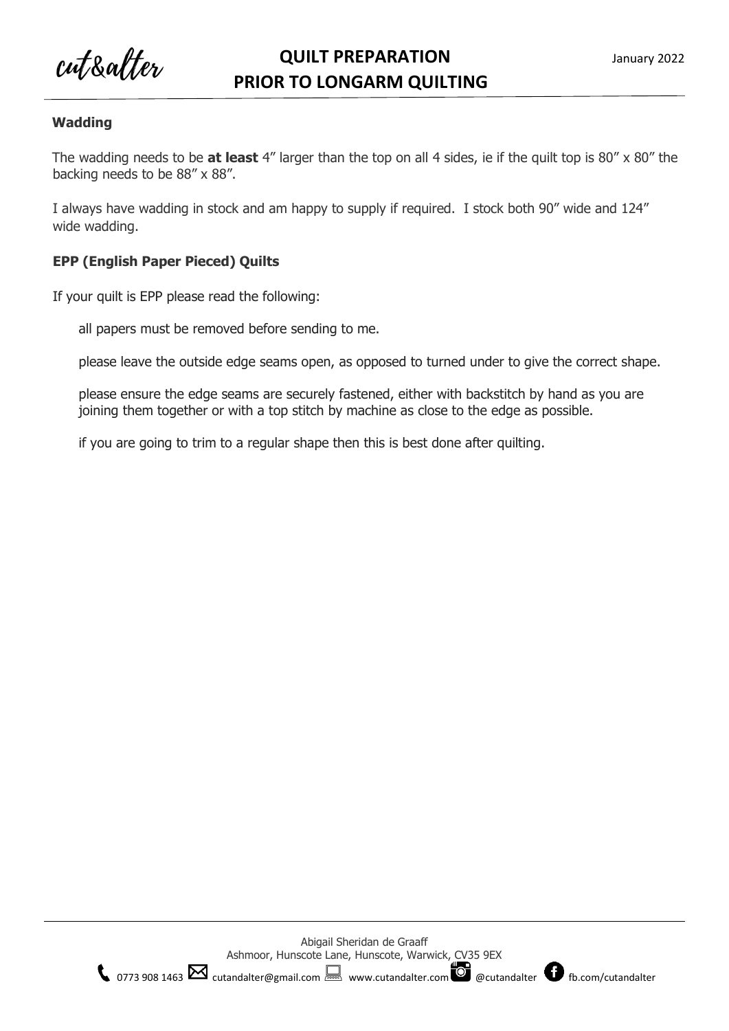## Wadding

The wadding needs to be **at least** 4″ larger than the top on all 4 sides, ie if the quilt top is 80″ x 80″ the backing needs to be 88″ x 88″.

I always have wadding in stock and am happy to supply if required. I stock both 90″ wide and 124″ wide wadding.

## EPP (English Paper Pieced) Quilts

If your quilt is EPP please read the following:

all papers must be removed before sending to me.

please leave the outside edge seams open, as opposed to turned under to give the correct shape.

please ensure the edge seams are securely fastened, either with backstitch by hand as you are joining them together or with a top stitch by machine as close to the edge as possible.

if you are going to trim to a regular shape then this is best done after quilting.